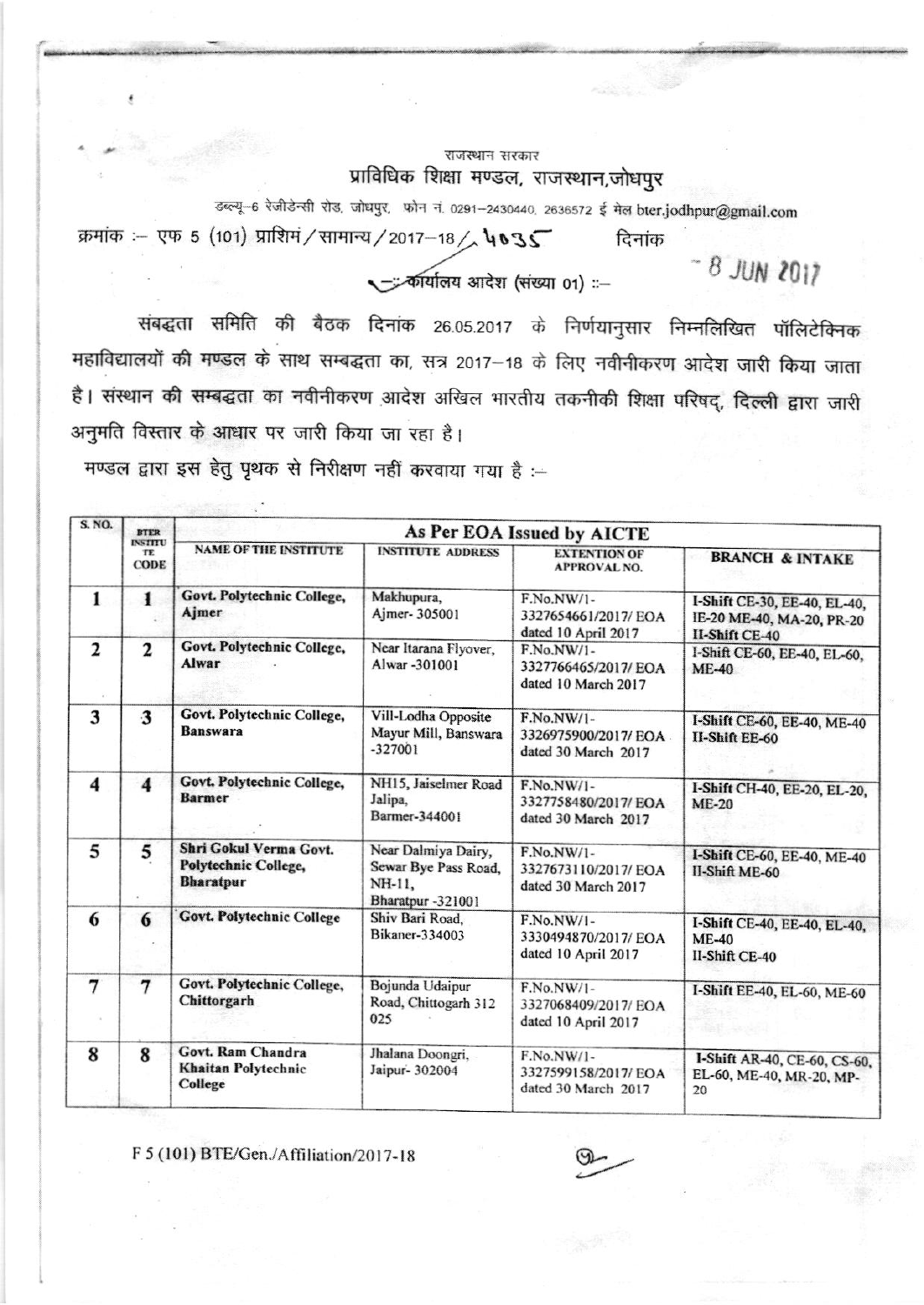राजस्थान सरकार

## प्राविधिक शिक्षा मण्डल, राजस्थान,जोधपुर

डब्ल्यू–6 रेजीडेन्सी रोड, जोधपुर, फोन नं. 0291–2430440, 2636572 ई मेल bter.jodhpur@gmail.com

क्रमांक :– एफ 5 (101) प्राशिमं / सामान्य / 2017–18 / 4035 दिनांक – 8 JUN 2017

:: कार्यालय आदेश (संख्या 01) ::–

संबद्धता समिति की बैठक दिनांक 26.05.2017 के निर्णयानुसार निम्नलिखित पॉलिटेक्निक महाविद्यालयों की मण्डल के साथ सम्बद्धता का, सत्र 2017–18 के लिए नवीनीकरण आदेश जारी किया जाता है। संस्थान की सम्बद्धता का नवीनीकरण आदेश अखिल भारतीय तकनीकी शिक्षा परिषद्, दिल्ली द्वारा जारी अनुमति विस्तार के आधार पर जारी किया जा रहा है।

मण्डल द्वारा इस हेतु पृथक से निरीक्षण नहीं करवाया गया है :–

| S. NO. | BTER INSTITUTE CODE | As Per EOA Issued by AICTE | | | |
|---|---|---|---|---|---|
| | | NAME OF THE INSTITUTE | INSTITUTE ADDRESS | EXTENTION OF APPROVAL NO. | BRANCH & INTAKE |
| 1 | 1 | Govt. Polytechnic College, Ajmer | Makhupura, Ajmer- 305001 | F.No.NW/1-3327654661/2017/ EOA dated 10 April 2017 | I-Shift CE-30, EE-40, EL-40, IE-20 ME-40, MA-20, PR-20 II-Shift CE-40 |
| 2 | 2 | Govt. Polytechnic College, Alwar | Near Itarana Flyover, Alwar -301001 | F.No.NW/1-3327766465/2017/ EOA dated 10 March 2017 | I-Shift CE-60, EE-40, EL-60, ME-40 |
| 3 | 3 | Govt. Polytechnic College, Banswara | Vill-Lodha Opposite Mayur Mill, Banswara -327001 | F.No.NW/1-3326975900/2017/ EOA dated 30 March 2017 | I-Shift CE-60, EE-40, ME-40 II-Shift EE-60 |
| 4 | 4 | Govt. Polytechnic College, Barmer | NH15, Jaiselmer Road Jalipa, Barmer-344001 | F.No.NW/1-3327758480/2017/ EOA dated 30 March 2017 | I-Shift CH-40, EE-20, EL-20, ME-20 |
| 5 | 5 | Shri Gokul Verma Govt. Polytechnic College, Bharatpur | Near Dalmiya Dairy, Sewar Bye Pass Road, NH-11, Bharatpur -321001 | F.No.NW/1-3327673110/2017/ EOA dated 30 March 2017 | I-Shift CE-60, EE-40, ME-40 II-Shift ME-60 |
| 6 | 6 | Govt. Polytechnic College | Shiv Bari Road, Bikaner-334003 | F.No.NW/1-3330494870/2017/ EOA dated 10 April 2017 | I-Shift CE-40, EE-40, EL-40, ME-40 II-Shift CE-40 |
| 7 | 7 | Govt. Polytechnic College, Chittorgarh | Bojunda Udaipur Road, Chittogarh 312 025 | F.No.NW/1-3327068409/2017/ EOA dated 10 April 2017 | I-Shift EE-40, EL-60, ME-60 |
| 8 | 8 | Govt. Ram Chandra Khaitan Polytechnic College | Jhalana Doongri, Jaipur- 302004 | F.No.NW/1-3327599158/2017/ EOA dated 30 March 2017 | I-Shift AR-40, CE-60, CS-60, EL-60, ME-40, MR-20, MP-20 |

F 5 (101) BTE/Gen./Affiliation/2017-18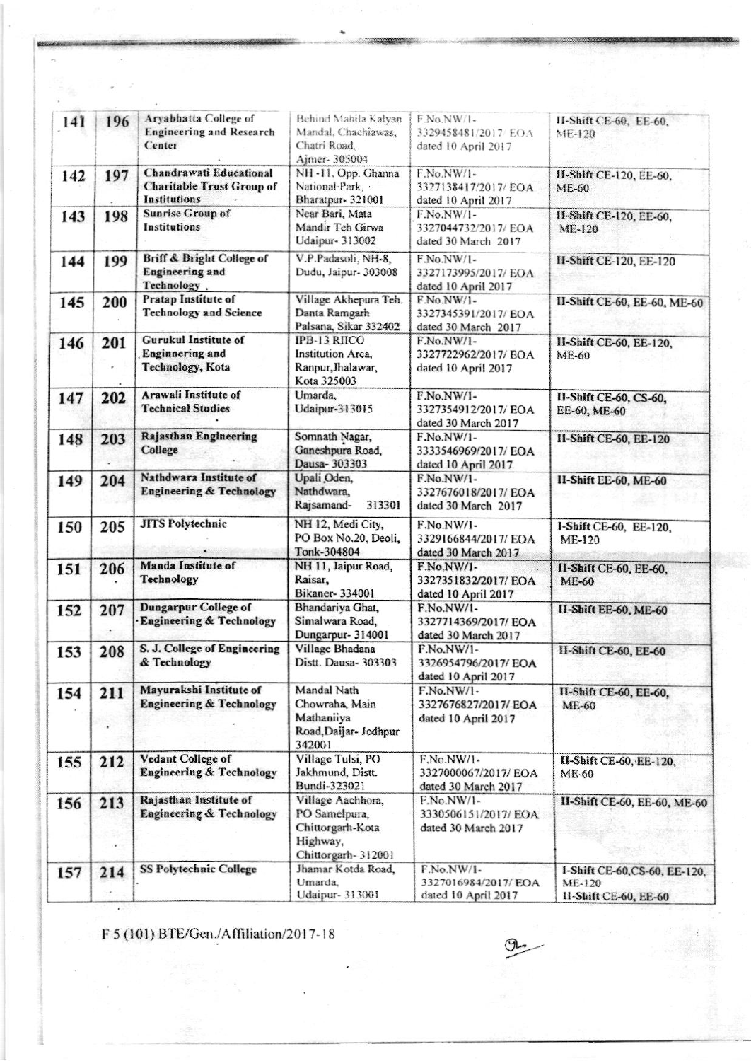| | | | | | |
|---|---|---|---|---|---|
| 141 | 196 | Aryabhatta College of Engineering and Research Center | Behind Mahila Kalyan Mandal, Chachiawas, Chatri Road, Ajmer- 305004 | F.No.NW/1-3329458481/2017/ EOA dated 10 April 2017 | II-Shift CE-60, EE-60, ME-120 |
| 142 | 197 | Chandrawati Educational Charitable Trust Group of Institutions | NH -11, Opp. Ghanna National Park, Bharatpur- 321001 | F.No.NW/1-3327138417/2017/ EOA dated 10 April 2017 | II-Shift CE-120, EE-60, ME-60 |
| 143 | 198 | Sunrise Group of Institutions | Near Bari, Mata Mandir Teh Girwa Udaipur- 313002 | F.No.NW/1-3327044732/2017/ EOA dated 30 March 2017 | II-Shift CE-120, EE-60, ME-120 |
| 144 | 199 | Briff & Bright College of Engineering and Technology . | V.P.Padasoli, NH-8, Dudu, Jaipur- 303008 | F.No.NW/1-3327173995/2017/ EOA dated 10 April 2017 | II-Shift CE-120, EE-120 |
| 145 | 200 | Pratap Institute of Technology and Science | Village Akhepura Teh. Danta Ramgarh Palsana, Sikar 332402 | F.No.NW/1-3327345391/2017/ EOA dated 30 March 2017 | II-Shift CE-60, EE-60, ME-60 |
| 146 | 201 | Gurukul Institute of Enginnering and Technology, Kota | IPB-13 RIICO Institution Area, Ranpur,Jhalawar, Kota 325003 | F.No.NW/1-3327722962/2017/ EOA dated 10 April 2017 | II-Shift CE-60, EE-120, ME-60 |
| 147 | 202 | Arawali Institute of Technical Studies | Umarda, Udaipur-313015 | F.No.NW/1-3327354912/2017/ EOA dated 30 March 2017 | II-Shift CE-60, CS-60, EE-60, ME-60 |
| 148 | 203 | Rajasthan Engineering College | Somnath Nagar, Ganeshpura Road, Dausa- 303303 | F.No.NW/1-3333546969/2017/ EOA dated 10 April 2017 | II-Shift CE-60, EE-120 |
| 149 | 204 | Nathdwara Institute of Engineering & Technology | Upali Oden, Nathdwara, Rajsamand- 313301 | F.No.NW/1-3327676018/2017/ EOA dated 30 March 2017 | II-Shift EE-60, ME-60 |
| 150 | 205 | JITS Polytechnic | NH 12, Medi City, PO Box No.20, Deoli, Tonk-304804 | F.No.NW/1-3329166844/2017/ EOA dated 30 March 2017 | I-Shift CE-60, EE-120, ME-120 |
| 151 | 206 | Manda Institute of Technology | NH 11, Jaipur Road, Raisar, Bikaner- 334001 | F.No.NW/1-3327351832/2017/ EOA dated 10 April 2017 | II-Shift CE-60, EE-60, ME-60 |
| 152 | 207 | Dungarpur College of Engineering & Technology | Bhandariya Ghat, Simalwara Road, Dungarpur- 314001 | F.No.NW/1-3327714369/2017/ EOA dated 30 March 2017 | II-Shift EE-60, ME-60 |
| 153 | 208 | S. J. College of Engineering & Technology | Village Bhadana Distt. Dausa- 303303 | F.No.NW/1-3326954796/2017/ EOA dated 10 April 2017 | II-Shift CE-60, EE-60 |
| 154 | 211 | Mayurakshi Institute of Engineering & Technology | Mandal Nath Chowraha, Main Mathaniiya Road,Daijar- Jodhpur 342001 | F.No.NW/1-3327676827/2017/ EOA dated 10 April 2017 | II-Shift CE-60, EE-60, ME-60 |
| 155 | 212 | Vedant College of Engineering & Technology | Village Tulsi, PO Jakhmund, Distt. Bundi-323021 | F.No.NW/1-3327000067/2017/ EOA dated 30 March 2017 | II-Shift CE-60, EE-120, ME-60 |
| 156 | 213 | Rajasthan Institute of Engineering & Technology | Village Aachhora, PO Samelpura, Chittorgarh-Kota Highway, Chittorgarh- 312001 | F.No.NW/1-3330506151/2017/ EOA dated 30 March 2017 | II-Shift CE-60, EE-60, ME-60 |
| 157 | 214 | SS Polytechnic College | Jhamar Kotda Road, Umarda, Udaipur- 313001 | F.No.NW/1-3327016984/2017/ EOA dated 10 April 2017 | I-Shift CE-60,CS-60, EE-120, ME-120 II-Shift CE-60, EE-60 |

F 5 (101) BTE/Gen./Affiliation/2017-18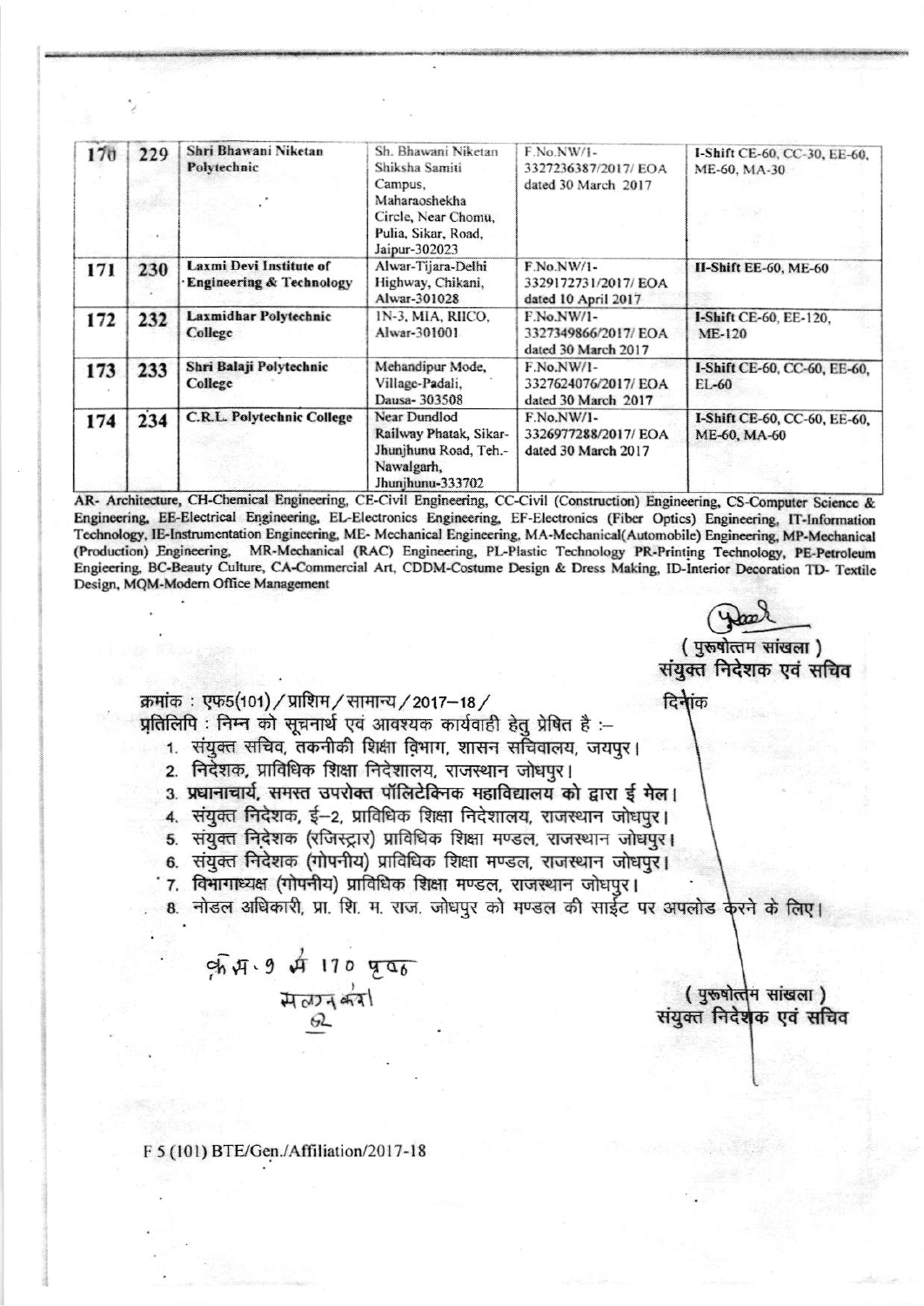| | | | | | |
|---|---|---|---|---|---|
| 170 | 229 | **Shri Bhawani Niketan Polytechnic** | Sh. Bhawani Niketan Shiksha Samiti Campus, Maharaoshekha Circle, Near Chomu, Pulia, Sikar, Road, Jaipur-302023 | F.No.NW/1-3327236387/2017/ EOA dated 30 March 2017 | **I-Shift** CE-60, CC-30, EE-60, ME-60, MA-30 |
| 171 | 230 | **Laxmi Devi Institute of Engineering & Technology** | Alwar-Tijara-Delhi Highway, Chikani, Alwar-301028 | F.No.NW/1-3329172731/2017/ EOA dated 10 April 2017 | **II-Shift** EE-60, ME-60 |
| 172 | 232 | **Laxmidhar Polytechnic College** | 1N-3, MIA, RIICO, Alwar-301001 | F.No.NW/1-3327349866/2017/ EOA dated 30 March 2017 | **I-Shift** CE-60, EE-120, ME-120 |
| 173 | 233 | **Shri Balaji Polytechnic College** | Mehandipur Mode, Village-Padali, Dausa- 303508 | F.No.NW/1-3327624076/2017/ EOA dated 30 March 2017 | **I-Shift** CE-60, CC-60, EE-60, EL-60 |
| 174 | 234 | **C.R.L. Polytechnic College** | Near Dundlod Railway Phatak, Sikar-Jhunjhunu Road, Teh.-Nawalgarh, Jhunjhunu-333702 | F.No.NW/1-3326977288/2017/ EOA dated 30 March 2017 | **I-Shift** CE-60, CC-60, EE-60, ME-60, MA-60 |

AR- Architecture, CH-Chemical Engineering, CE-Civil Engineering, CC-Civil (Construction) Engineering, CS-Computer Science & Engineering, EE-Electrical Engineering, EL-Electronics Engineering, EF-Electronics (Fiber Optics) Engineering, IT-Information Technology, IE-Instrumentation Engineering, ME- Mechanical Engineering, MA-Mechanical(Automobile) Engineering, MP-Mechanical (Production) Engineering, MR-Mechanical (RAC) Engineering, PL-Plastic Technology PR-Printing Technology, PE-Petroleum Engieering, BC-Beauty Culture, CA-Commercial Art, CDDM-Costume Design & Dress Making, ID-Interior Decoration TD- Textile Design, MQM-Modern Office Management

( पुरूषोत्तम सांखला )
संयुक्त निदेशक एवं सचिव

क्रमांक : एफ5(101)/प्राशिम/सामान्य/2017–18/ दिनांक

प्रतिलिपि : निम्न को सूचनार्थ एवं आवश्यक कार्यवाही हेतु प्रेषित है :–

1. संयुक्त सचिव, तकनीकी शिक्षा विभाग, शासन सचिवालय, जयपुर।
2. निदेशक, प्राविधिक शिक्षा निदेशालय, राजस्थान जोधपुर।
3. **प्रधानाचार्य, समस्त उपरोक्त पॉलिटेक्निक महाविद्यालय को द्वारा ई मेल।**
4. संयुक्त निदेशक, ई–2, प्राविधिक शिक्षा निदेशालय, राजस्थान जोधपुर।
5. संयुक्त निदेशक (रजिस्ट्रार) प्राविधिक शिक्षा मण्डल, राजस्थान जोधपुर।
6. संयुक्त निदेशक (गोपनीय) प्राविधिक शिक्षा मण्डल, राजस्थान जोधपुर।
7. विभागाध्यक्ष (गोपनीय) प्राविधिक शिक्षा मण्डल, राजस्थान जोधपुर।
8. नोडल अधिकारी, प्रा. शि. म. राज. जोधपुर को मण्डल की साईट पर अपलोड करने के लिए।

क्र.सं. 9 में 170 पृष्ठ
संलग्न करें

( पुरूषोत्तम सांखला )
संयुक्त निदेशक एवं सचिव

F 5 (101) BTE/Gen./Affiliation/2017-18